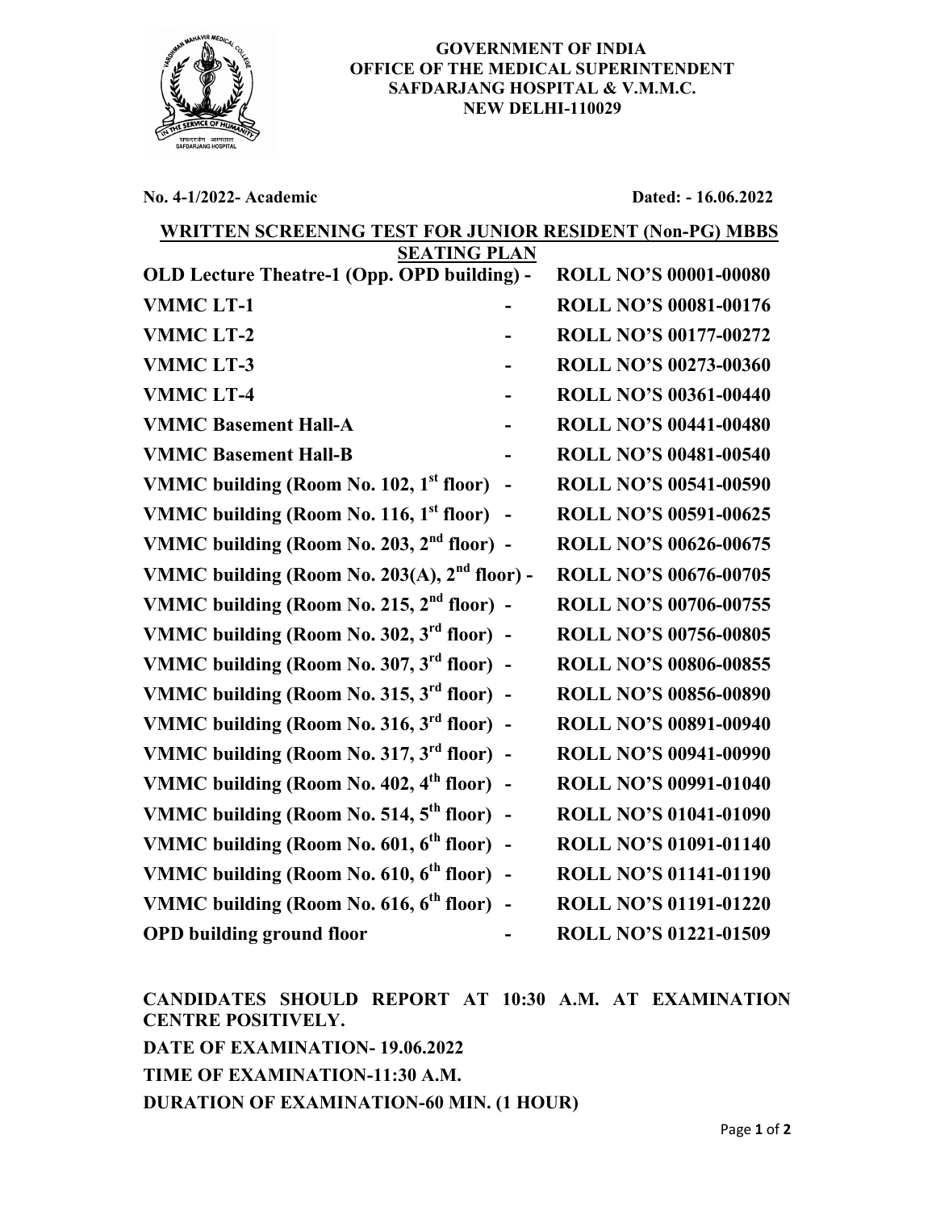**GOVERNMENT OF INDIA**
**OFFICE OF THE MEDICAL SUPERINTENDENT**
**SAFDARJANG HOSPITAL & V.M.M.C.**
**NEW DELHI-110029**

**No. 4-1/2022- Academic** **Dated: - 16.06.2022**

## WRITTEN SCREENING TEST FOR JUNIOR RESIDENT (Non-PG) MBBS SEATING PLAN

| Venue | | Roll Numbers |
|---|---|---|
| **OLD Lecture Theatre-1 (Opp. OPD building)** | - | **ROLL NO'S 00001-00080** |
| **VMMC LT-1** | - | **ROLL NO'S 00081-00176** |
| **VMMC LT-2** | - | **ROLL NO'S 00177-00272** |
| **VMMC LT-3** | - | **ROLL NO'S 00273-00360** |
| **VMMC LT-4** | - | **ROLL NO'S 00361-00440** |
| **VMMC Basement Hall-A** | - | **ROLL NO'S 00441-00480** |
| **VMMC Basement Hall-B** | - | **ROLL NO'S 00481-00540** |
| **VMMC building (Room No. 102, 1st floor)** | - | **ROLL NO'S 00541-00590** |
| **VMMC building (Room No. 116, 1st floor)** | - | **ROLL NO'S 00591-00625** |
| **VMMC building (Room No. 203, 2nd floor)** | - | **ROLL NO'S 00626-00675** |
| **VMMC building (Room No. 203(A), 2nd floor)** | - | **ROLL NO'S 00676-00705** |
| **VMMC building (Room No. 215, 2nd floor)** | - | **ROLL NO'S 00706-00755** |
| **VMMC building (Room No. 302, 3rd floor)** | - | **ROLL NO'S 00756-00805** |
| **VMMC building (Room No. 307, 3rd floor)** | - | **ROLL NO'S 00806-00855** |
| **VMMC building (Room No. 315, 3rd floor)** | - | **ROLL NO'S 00856-00890** |
| **VMMC building (Room No. 316, 3rd floor)** | - | **ROLL NO'S 00891-00940** |
| **VMMC building (Room No. 317, 3rd floor)** | - | **ROLL NO'S 00941-00990** |
| **VMMC building (Room No. 402, 4th floor)** | - | **ROLL NO'S 00991-01040** |
| **VMMC building (Room No. 514, 5th floor)** | - | **ROLL NO'S 01041-01090** |
| **VMMC building (Room No. 601, 6th floor)** | - | **ROLL NO'S 01091-01140** |
| **VMMC building (Room No. 610, 6th floor)** | - | **ROLL NO'S 01141-01190** |
| **VMMC building (Room No. 616, 6th floor)** | - | **ROLL NO'S 01191-01220** |
| **OPD building ground floor** | - | **ROLL NO'S 01221-01509** |

**CANDIDATES SHOULD REPORT AT 10:30 A.M. AT EXAMINATION CENTRE POSITIVELY.**

**DATE OF EXAMINATION- 19.06.2022**

**TIME OF EXAMINATION-11:30 A.M.**

**DURATION OF EXAMINATION-60 MIN. (1 HOUR)**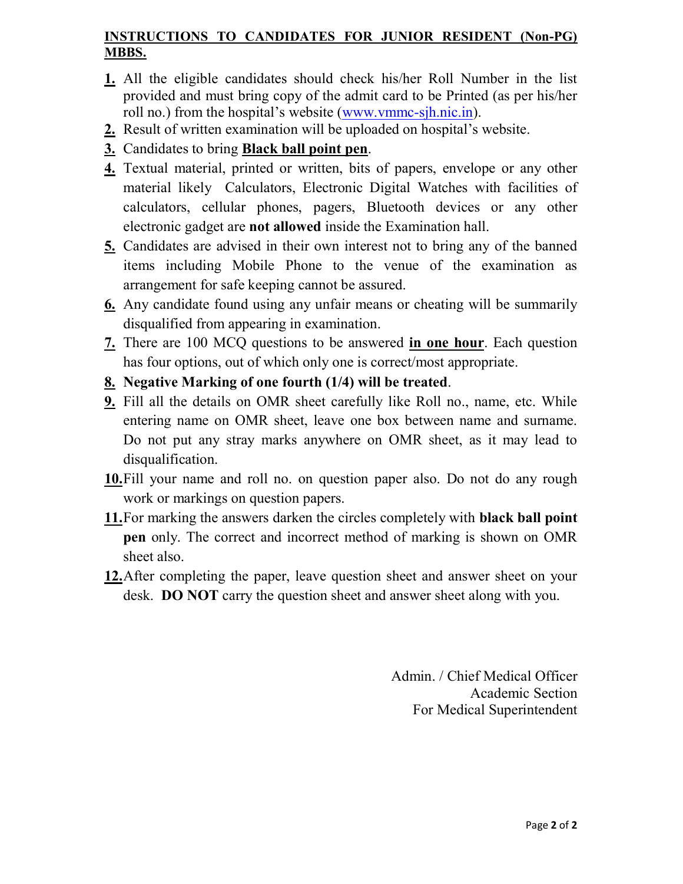**INSTRUCTIONS TO CANDIDATES FOR JUNIOR RESIDENT (Non-PG) MBBS.**

1. All the eligible candidates should check his/her Roll Number in the list provided and must bring copy of the admit card to be Printed (as per his/her roll no.) from the hospital's website (www.vmmc-sjh.nic.in).
2. Result of written examination will be uploaded on hospital's website.
3. Candidates to bring **Black ball point pen**.
4. Textual material, printed or written, bits of papers, envelope or any other material likely Calculators, Electronic Digital Watches with facilities of calculators, cellular phones, pagers, Bluetooth devices or any other electronic gadget are **not allowed** inside the Examination hall.
5. Candidates are advised in their own interest not to bring any of the banned items including Mobile Phone to the venue of the examination as arrangement for safe keeping cannot be assured.
6. Any candidate found using any unfair means or cheating will be summarily disqualified from appearing in examination.
7. There are 100 MCQ questions to be answered **in one hour**. Each question has four options, out of which only one is correct/most appropriate.
8. **Negative Marking of one fourth (1/4) will be treated**.
9. Fill all the details on OMR sheet carefully like Roll no., name, etc. While entering name on OMR sheet, leave one box between name and surname. Do not put any stray marks anywhere on OMR sheet, as it may lead to disqualification.
10. Fill your name and roll no. on question paper also. Do not do any rough work or markings on question papers.
11. For marking the answers darken the circles completely with **black ball point pen** only. The correct and incorrect method of marking is shown on OMR sheet also.
12. After completing the paper, leave question sheet and answer sheet on your desk. **DO NOT** carry the question sheet and answer sheet along with you.

Admin. / Chief Medical Officer
Academic Section
For Medical Superintendent